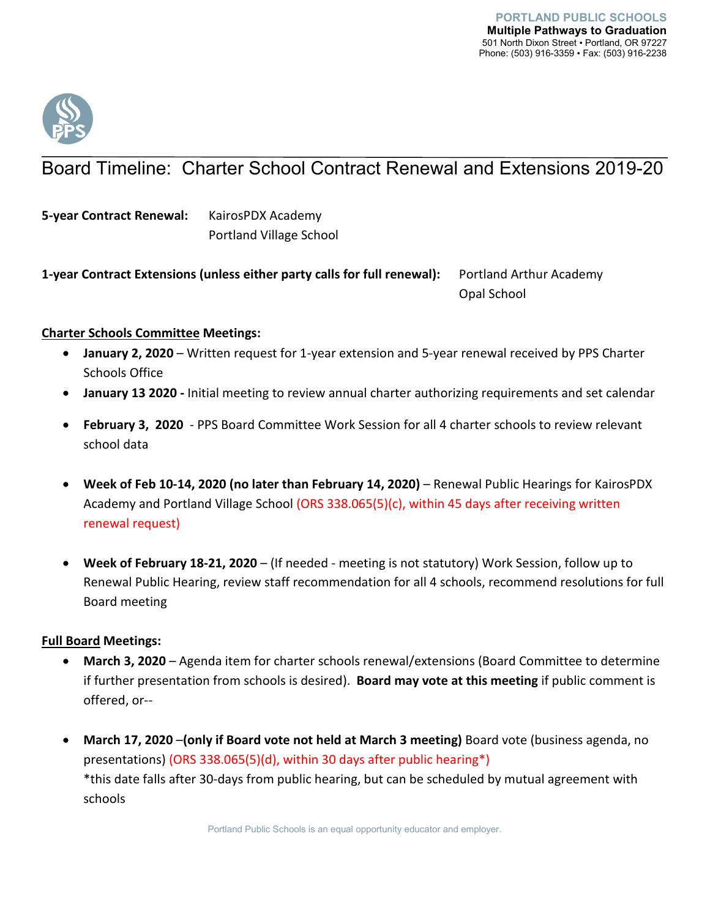PORTLAND PUBLIC SCHOOLS
**Multiple Pathways to Graduation**
501 North Dixon Street • Portland, OR 97227
Phone: (503) 916-3359 • Fax: (503) 916-2238

# Board Timeline: Charter School Contract Renewal and Extensions 2019-20

**5-year Contract Renewal:** KairosPDX Academy
Portland Village School

**1-year Contract Extensions (unless either party calls for full renewal):** Portland Arthur Academy
Opal School

**Charter Schools Committee Meetings:**

- **January 2, 2020** – Written request for 1-year extension and 5-year renewal received by PPS Charter Schools Office
- **January 13 2020 -** Initial meeting to review annual charter authorizing requirements and set calendar
- **February 3, 2020** - PPS Board Committee Work Session for all 4 charter schools to review relevant school data
- **Week of Feb 10-14, 2020 (no later than February 14, 2020)** – Renewal Public Hearings for KairosPDX Academy and Portland Village School (ORS 338.065(5)(c), within 45 days after receiving written renewal request)
- **Week of February 18-21, 2020** – (If needed - meeting is not statutory) Work Session, follow up to Renewal Public Hearing, review staff recommendation for all 4 schools, recommend resolutions for full Board meeting

**Full Board Meetings:**

- **March 3, 2020** – Agenda item for charter schools renewal/extensions (Board Committee to determine if further presentation from schools is desired). **Board may vote at this meeting** if public comment is offered, or--
- **March 17, 2020** –**(only if Board vote not held at March 3 meeting)** Board vote (business agenda, no presentations) (ORS 338.065(5)(d), within 30 days after public hearing*)
  *this date falls after 30-days from public hearing, but can be scheduled by mutual agreement with schools

Portland Public Schools is an equal opportunity educator and employer.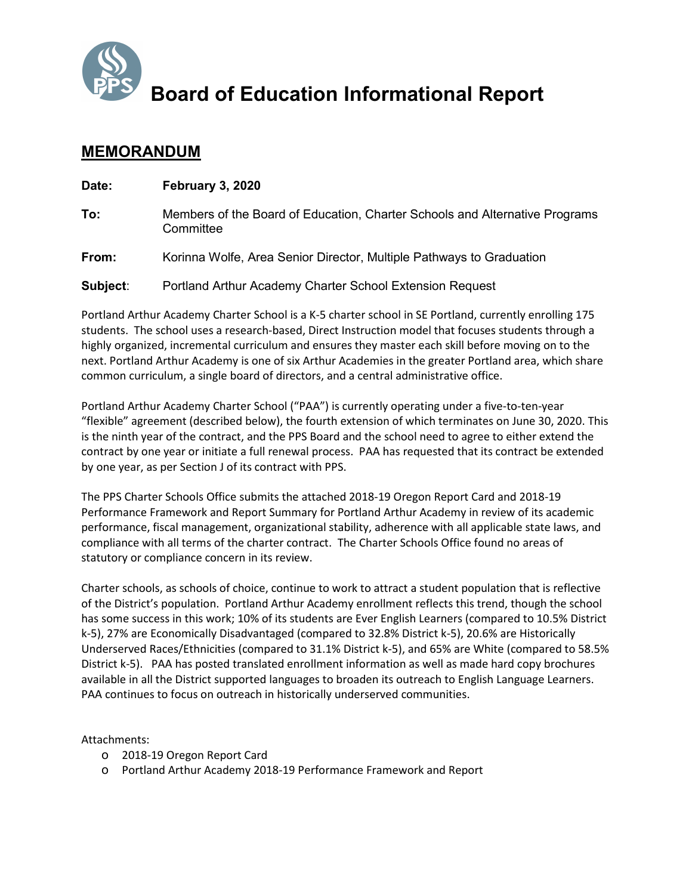# Board of Education Informational Report

## MEMORANDUM

**Date:** **February 3, 2020**

**To:** Members of the Board of Education, Charter Schools and Alternative Programs Committee

**From:** Korinna Wolfe, Area Senior Director, Multiple Pathways to Graduation

**Subject**: Portland Arthur Academy Charter School Extension Request

Portland Arthur Academy Charter School is a K-5 charter school in SE Portland, currently enrolling 175 students. The school uses a research-based, Direct Instruction model that focuses students through a highly organized, incremental curriculum and ensures they master each skill before moving on to the next. Portland Arthur Academy is one of six Arthur Academies in the greater Portland area, which share common curriculum, a single board of directors, and a central administrative office.

Portland Arthur Academy Charter School ("PAA") is currently operating under a five-to-ten-year "flexible" agreement (described below), the fourth extension of which terminates on June 30, 2020. This is the ninth year of the contract, and the PPS Board and the school need to agree to either extend the contract by one year or initiate a full renewal process. PAA has requested that its contract be extended by one year, as per Section J of its contract with PPS.

The PPS Charter Schools Office submits the attached 2018-19 Oregon Report Card and 2018-19 Performance Framework and Report Summary for Portland Arthur Academy in review of its academic performance, fiscal management, organizational stability, adherence with all applicable state laws, and compliance with all terms of the charter contract. The Charter Schools Office found no areas of statutory or compliance concern in its review.

Charter schools, as schools of choice, continue to work to attract a student population that is reflective of the District's population. Portland Arthur Academy enrollment reflects this trend, though the school has some success in this work; 10% of its students are Ever English Learners (compared to 10.5% District k-5), 27% are Economically Disadvantaged (compared to 32.8% District k-5), 20.6% are Historically Underserved Races/Ethnicities (compared to 31.1% District k-5), and 65% are White (compared to 58.5% District k-5). PAA has posted translated enrollment information as well as made hard copy brochures available in all the District supported languages to broaden its outreach to English Language Learners. PAA continues to focus on outreach in historically underserved communities.

Attachments:

- 2018-19 Oregon Report Card
- Portland Arthur Academy 2018-19 Performance Framework and Report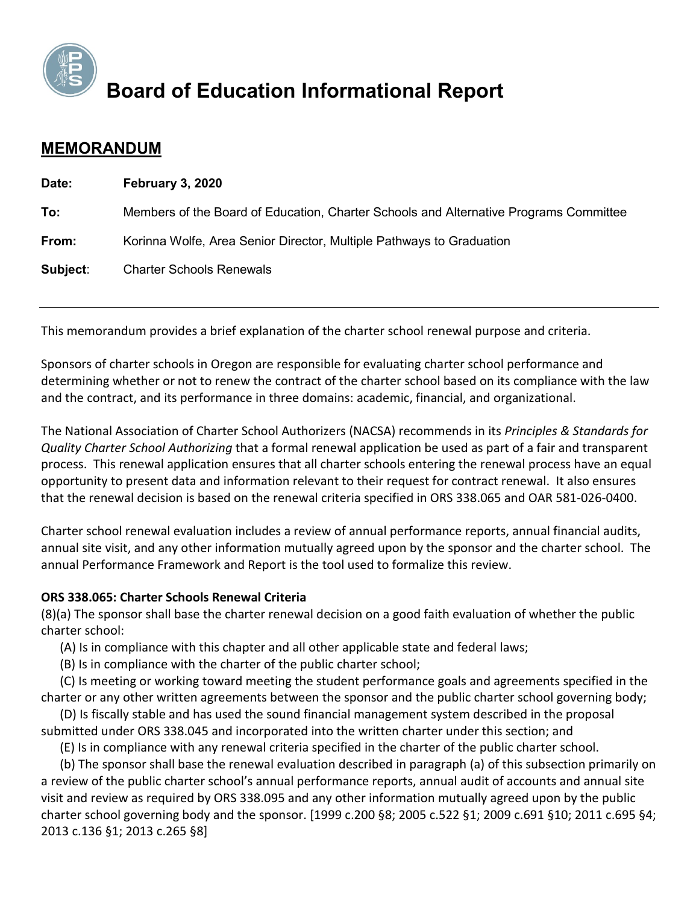# Board of Education Informational Report

## MEMORANDUM

**Date:** **February 3, 2020**

**To:** Members of the Board of Education, Charter Schools and Alternative Programs Committee

**From:** Korinna Wolfe, Area Senior Director, Multiple Pathways to Graduation

**Subject:** Charter Schools Renewals

---

This memorandum provides a brief explanation of the charter school renewal purpose and criteria.

Sponsors of charter schools in Oregon are responsible for evaluating charter school performance and determining whether or not to renew the contract of the charter school based on its compliance with the law and the contract, and its performance in three domains: academic, financial, and organizational.

The National Association of Charter School Authorizers (NACSA) recommends in its *Principles & Standards for Quality Charter School Authorizing* that a formal renewal application be used as part of a fair and transparent process. This renewal application ensures that all charter schools entering the renewal process have an equal opportunity to present data and information relevant to their request for contract renewal. It also ensures that the renewal decision is based on the renewal criteria specified in ORS 338.065 and OAR 581-026-0400.

Charter school renewal evaluation includes a review of annual performance reports, annual financial audits, annual site visit, and any other information mutually agreed upon by the sponsor and the charter school. The annual Performance Framework and Report is the tool used to formalize this review.

**ORS 338.065: Charter Schools Renewal Criteria**

(8)(a) The sponsor shall base the charter renewal decision on a good faith evaluation of whether the public charter school:

(A) Is in compliance with this chapter and all other applicable state and federal laws;

(B) Is in compliance with the charter of the public charter school;

(C) Is meeting or working toward meeting the student performance goals and agreements specified in the charter or any other written agreements between the sponsor and the public charter school governing body;

(D) Is fiscally stable and has used the sound financial management system described in the proposal submitted under ORS 338.045 and incorporated into the written charter under this section; and

(E) Is in compliance with any renewal criteria specified in the charter of the public charter school.

(b) The sponsor shall base the renewal evaluation described in paragraph (a) of this subsection primarily on a review of the public charter school's annual performance reports, annual audit of accounts and annual site visit and review as required by ORS 338.095 and any other information mutually agreed upon by the public charter school governing body and the sponsor. [1999 c.200 §8; 2005 c.522 §1; 2009 c.691 §10; 2011 c.695 §4; 2013 c.136 §1; 2013 c.265 §8]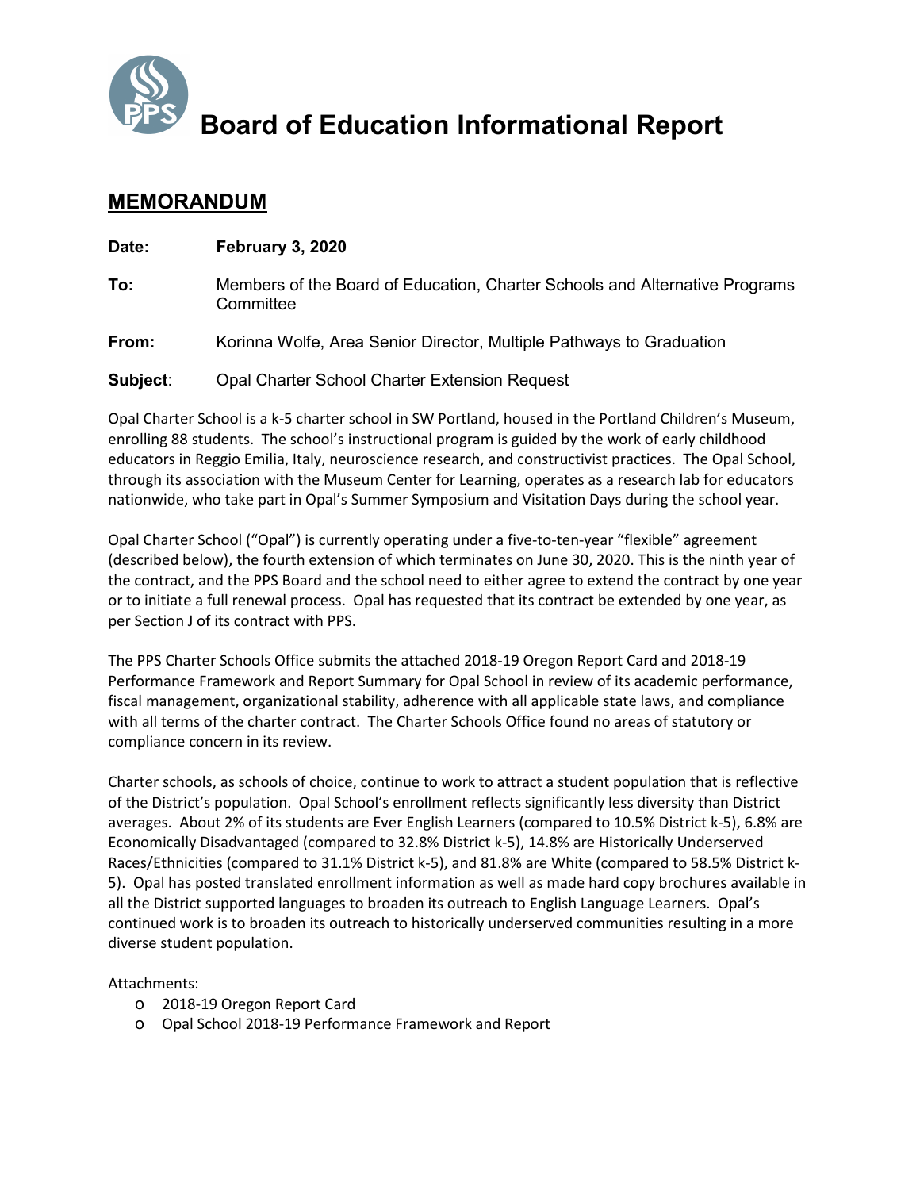# Board of Education Informational Report

## MEMORANDUM

**Date:** **February 3, 2020**

**To:** Members of the Board of Education, Charter Schools and Alternative Programs Committee

**From:** Korinna Wolfe, Area Senior Director, Multiple Pathways to Graduation

**Subject**: Opal Charter School Charter Extension Request

Opal Charter School is a k-5 charter school in SW Portland, housed in the Portland Children's Museum, enrolling 88 students. The school's instructional program is guided by the work of early childhood educators in Reggio Emilia, Italy, neuroscience research, and constructivist practices. The Opal School, through its association with the Museum Center for Learning, operates as a research lab for educators nationwide, who take part in Opal's Summer Symposium and Visitation Days during the school year.

Opal Charter School ("Opal") is currently operating under a five-to-ten-year "flexible" agreement (described below), the fourth extension of which terminates on June 30, 2020. This is the ninth year of the contract, and the PPS Board and the school need to either agree to extend the contract by one year or to initiate a full renewal process. Opal has requested that its contract be extended by one year, as per Section J of its contract with PPS.

The PPS Charter Schools Office submits the attached 2018-19 Oregon Report Card and 2018-19 Performance Framework and Report Summary for Opal School in review of its academic performance, fiscal management, organizational stability, adherence with all applicable state laws, and compliance with all terms of the charter contract. The Charter Schools Office found no areas of statutory or compliance concern in its review.

Charter schools, as schools of choice, continue to work to attract a student population that is reflective of the District's population. Opal School's enrollment reflects significantly less diversity than District averages. About 2% of its students are Ever English Learners (compared to 10.5% District k-5), 6.8% are Economically Disadvantaged (compared to 32.8% District k-5), 14.8% are Historically Underserved Races/Ethnicities (compared to 31.1% District k-5), and 81.8% are White (compared to 58.5% District k-5). Opal has posted translated enrollment information as well as made hard copy brochures available in all the District supported languages to broaden its outreach to English Language Learners. Opal's continued work is to broaden its outreach to historically underserved communities resulting in a more diverse student population.

Attachments:

- 2018-19 Oregon Report Card
- Opal School 2018-19 Performance Framework and Report